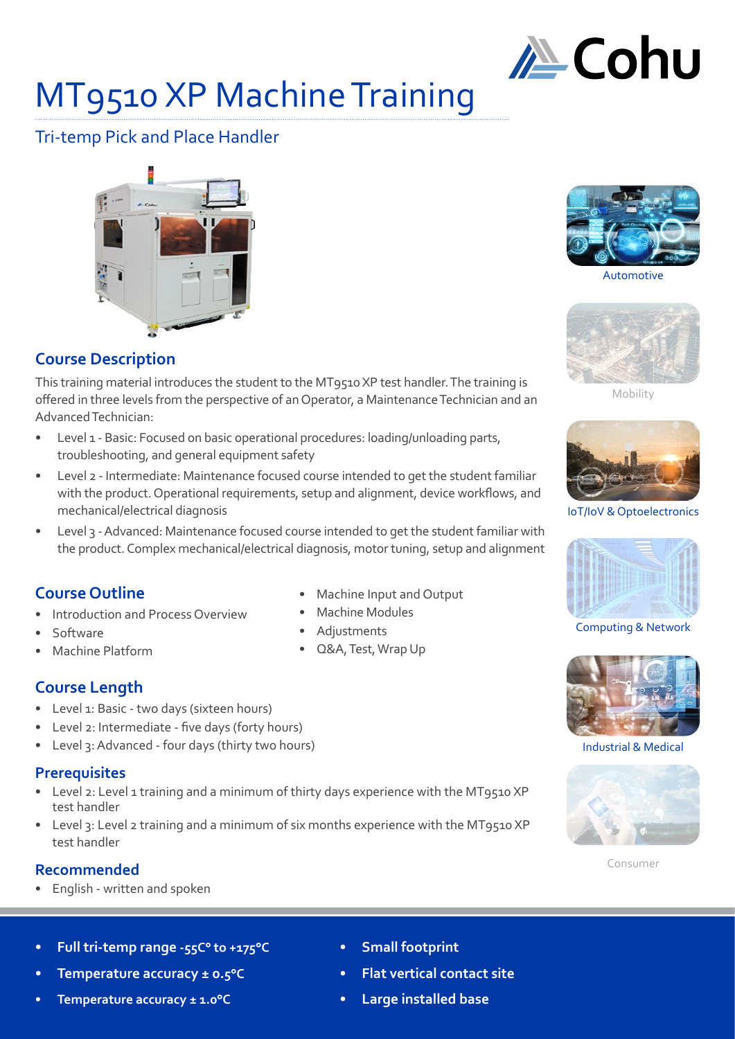# MT9510 XP Machine Training

## Tri-temp Pick and Place Handler

Automotive

Mobility

IoT/IoV & Optoelectronics

Computing & Network

Industrial & Medical

Consumer

### Course Description

This training material introduces the student to the MT9510 XP test handler. The training is offered in three levels from the perspective of an Operator, a Maintenance Technician and an Advanced Technician:

- Level 1 - Basic: Focused on basic operational procedures: loading/unloading parts, troubleshooting, and general equipment safety
- Level 2 - Intermediate: Maintenance focused course intended to get the student familiar with the product. Operational requirements, setup and alignment, device workflows, and mechanical/electrical diagnosis
- Level 3 - Advanced: Maintenance focused course intended to get the student familiar with the product. Complex mechanical/electrical diagnosis, motor tuning, setup and alignment

### Course Outline

- Introduction and Process Overview
- Software
- Machine Platform
- Machine Input and Output
- Machine Modules
- Adjustments
- Q&A, Test, Wrap Up

### Course Length

- Level 1: Basic - two days (sixteen hours)
- Level 2: Intermediate - five days (forty hours)
- Level 3: Advanced - four days (thirty two hours)

### Prerequisites

- Level 2: Level 1 training and a minimum of thirty days experience with the MT9510 XP test handler
- Level 3: Level 2 training and a minimum of six months experience with the MT9510 XP test handler

### Recommended

- English - written and spoken

---

- **Full tri-temp range -55C° to +175°C**
- **Temperature accuracy ± 0.5°C**
- **Temperature accuracy ± 1.0°C**
- **Small footprint**
- **Flat vertical contact site**
- **Large installed base**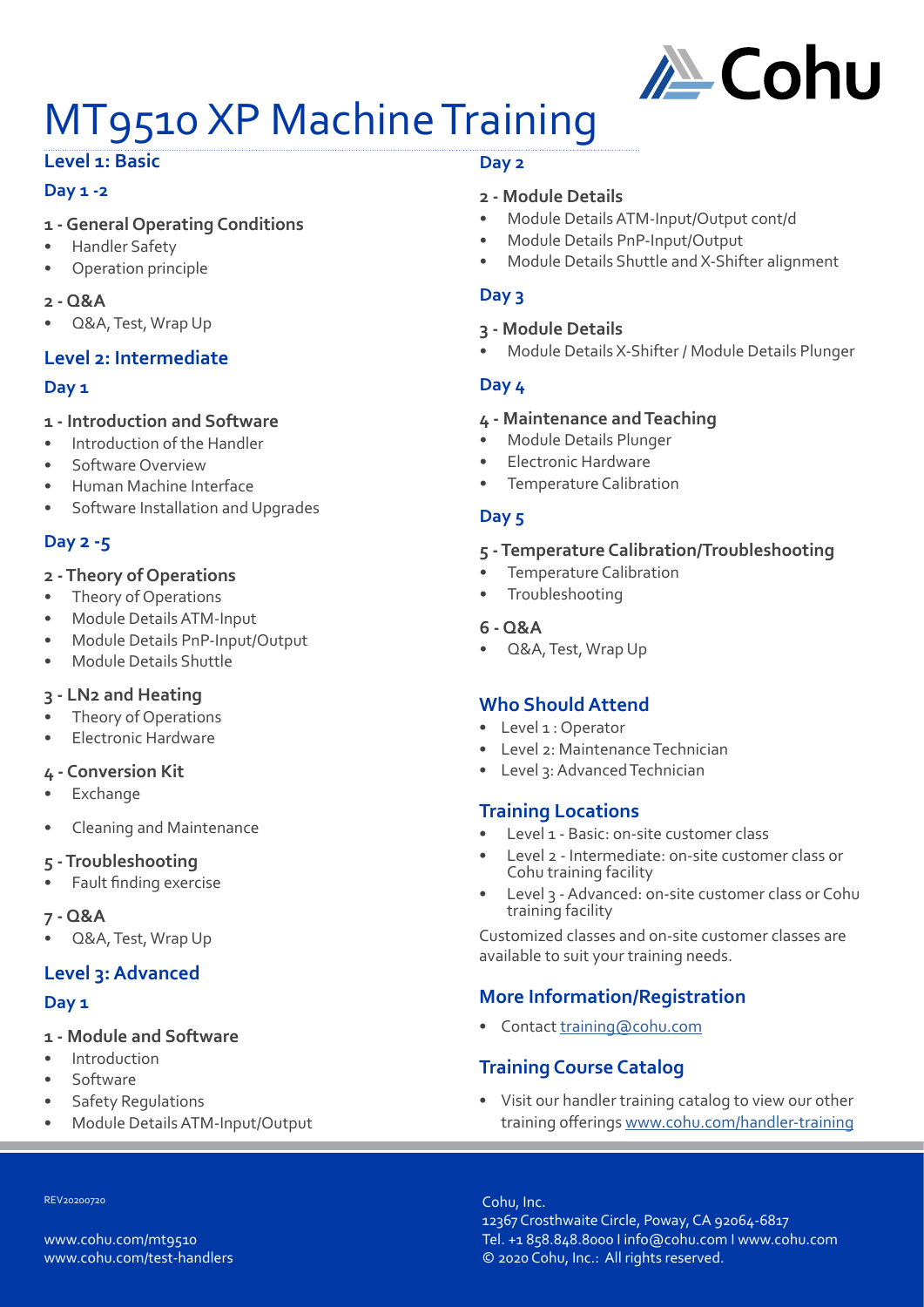# MT9510 XP Machine Training

## Level 1: Basic

### Day 1 -2

**1 - General Operating Conditions**

- Handler Safety
- Operation principle

**2 - Q&A**

- Q&A, Test, Wrap Up

## Level 2: Intermediate

### Day 1

**1 - Introduction and Software**

- Introduction of the Handler
- Software Overview
- Human Machine Interface
- Software Installation and Upgrades

### Day 2 -5

**2 - Theory of Operations**

- Theory of Operations
- Module Details ATM-Input
- Module Details PnP-Input/Output
- Module Details Shuttle

**3 - LN2 and Heating**

- Theory of Operations
- Electronic Hardware

**4 - Conversion Kit**

- Exchange
- Cleaning and Maintenance

**5 - Troubleshooting**

- Fault finding exercise

**7 - Q&A**

- Q&A, Test, Wrap Up

## Level 3: Advanced

### Day 1

**1 - Module and Software**

- Introduction
- Software
- Safety Regulations
- Module Details ATM-Input/Output

### Day 2

**2 - Module Details**

- Module Details ATM-Input/Output cont/d
- Module Details PnP-Input/Output
- Module Details Shuttle and X-Shifter alignment

### Day 3

**3 - Module Details**

- Module Details X-Shifter / Module Details Plunger

### Day 4

**4 - Maintenance and Teaching**

- Module Details Plunger
- Electronic Hardware
- Temperature Calibration

### Day 5

**5 - Temperature Calibration/Troubleshooting**

- Temperature Calibration
- Troubleshooting

**6 - Q&A**

- Q&A, Test, Wrap Up

## Who Should Attend

- Level 1 : Operator
- Level 2: Maintenance Technician
- Level 3: Advanced Technician

## Training Locations

- Level 1 - Basic: on-site customer class
- Level 2 - Intermediate: on-site customer class or Cohu training facility
- Level 3 - Advanced: on-site customer class or Cohu training facility

Customized classes and on-site customer classes are available to suit your training needs.

## More Information/Registration

- Contact training@cohu.com

## Training Course Catalog

- Visit our handler training catalog to view our other training offerings www.cohu.com/handler-training

REV20200720

www.cohu.com/mt9510
www.cohu.com/test-handlers

Cohu, Inc.
12367 Crosthwaite Circle, Poway, CA 92064-6817
Tel. +1 858.848.8000 I info@cohu.com I www.cohu.com
© 2020 Cohu, Inc.: All rights reserved.